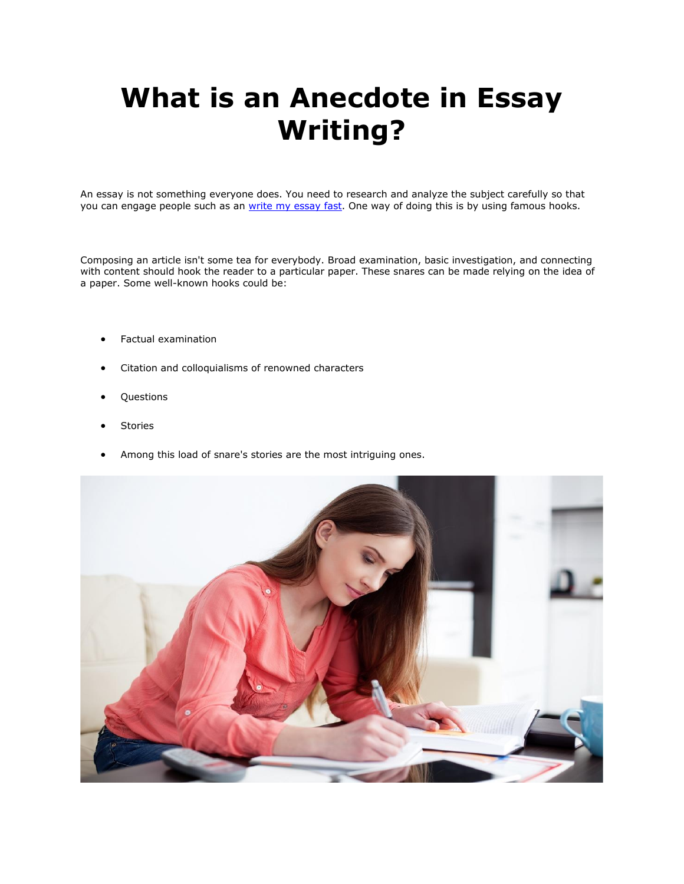# What is an Anecdote in Essay Writing?

An essay is not something everyone does. You need to research and analyze the subject carefully so that you can engage people such as an [write my essay fast](). One way of doing this is by using famous hooks.

Composing an article isn't some tea for everybody. Broad examination, basic investigation, and connecting with content should hook the reader to a particular paper. These snares can be made relying on the idea of a paper. Some well-known hooks could be:

- Factual examination
- Citation and colloquialisms of renowned characters
- Questions
- Stories
- Among this load of snare's stories are the most intriguing ones.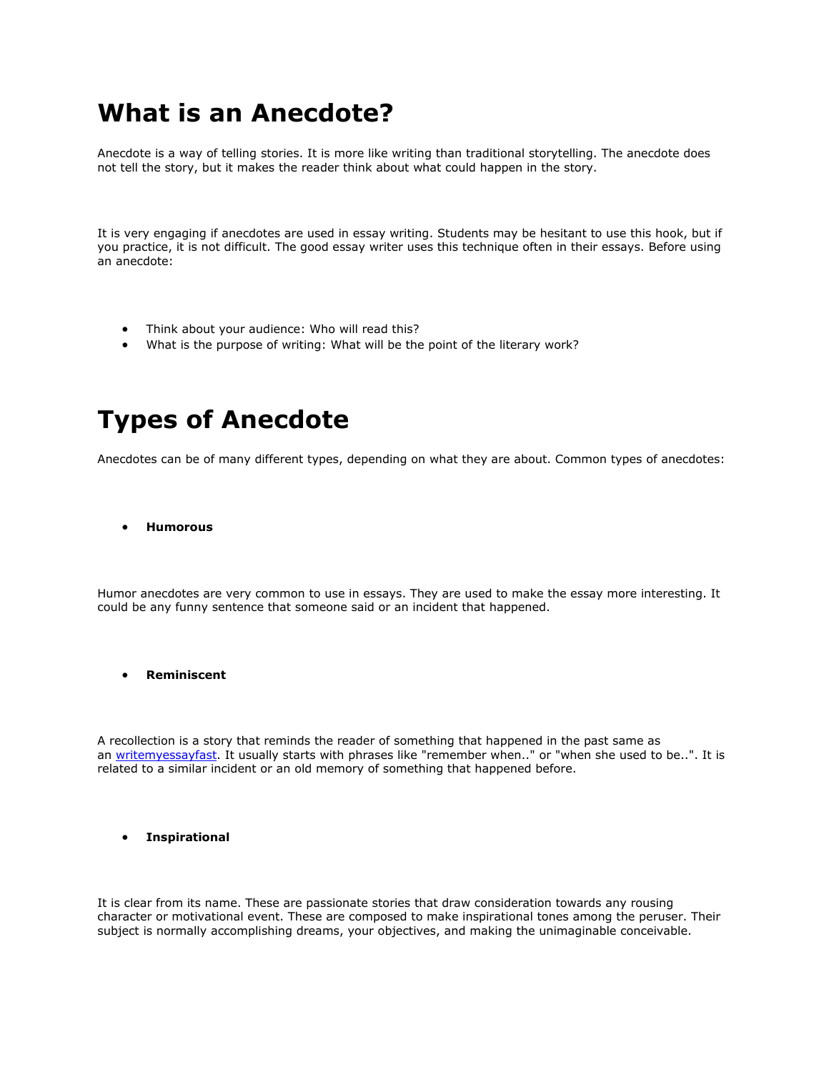# What is an Anecdote?

Anecdote is a way of telling stories. It is more like writing than traditional storytelling. The anecdote does not tell the story, but it makes the reader think about what could happen in the story.

It is very engaging if anecdotes are used in essay writing. Students may be hesitant to use this hook, but if you practice, it is not difficult. The good essay writer uses this technique often in their essays. Before using an anecdote:

- Think about your audience: Who will read this?
- What is the purpose of writing: What will be the point of the literary work?

# Types of Anecdote

Anecdotes can be of many different types, depending on what they are about. Common types of anecdotes:

- **Humorous**

Humor anecdotes are very common to use in essays. They are used to make the essay more interesting. It could be any funny sentence that someone said or an incident that happened.

- **Reminiscent**

A recollection is a story that reminds the reader of something that happened in the past same as an writemyessayfast. It usually starts with phrases like "remember when.." or "when she used to be..". It is related to a similar incident or an old memory of something that happened before.

- **Inspirational**

It is clear from its name. These are passionate stories that draw consideration towards any rousing character or motivational event. These are composed to make inspirational tones among the peruser. Their subject is normally accomplishing dreams, your objectives, and making the unimaginable conceivable.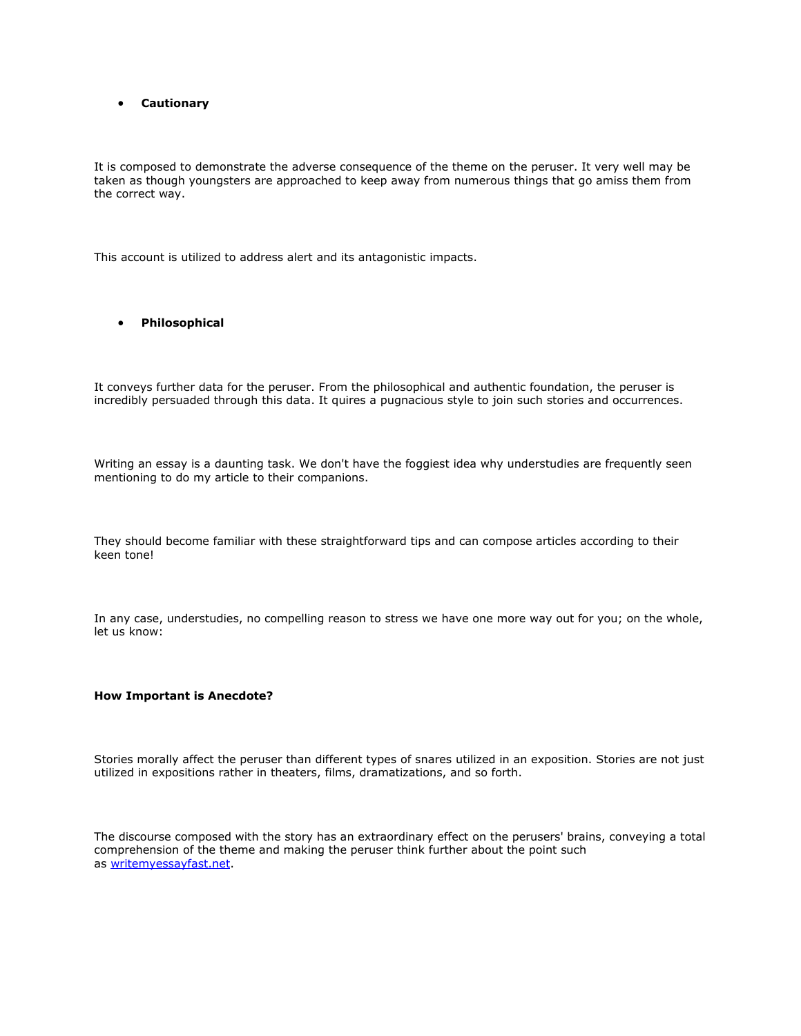- **Cautionary**

It is composed to demonstrate the adverse consequence of the theme on the peruser. It very well may be taken as though youngsters are approached to keep away from numerous things that go amiss them from the correct way.

This account is utilized to address alert and its antagonistic impacts.

- **Philosophical**

It conveys further data for the peruser. From the philosophical and authentic foundation, the peruser is incredibly persuaded through this data. It quires a pugnacious style to join such stories and occurrences.

Writing an essay is a daunting task. We don't have the foggiest idea why understudies are frequently seen mentioning to do my article to their companions.

They should become familiar with these straightforward tips and can compose articles according to their keen tone!

In any case, understudies, no compelling reason to stress we have one more way out for you; on the whole, let us know:

**How Important is Anecdote?**

Stories morally affect the peruser than different types of snares utilized in an exposition. Stories are not just utilized in expositions rather in theaters, films, dramatizations, and so forth.

The discourse composed with the story has an extraordinary effect on the perusers' brains, conveying a total comprehension of the theme and making the peruser think further about the point such as [writemyessayfast.net](writemyessayfast.net).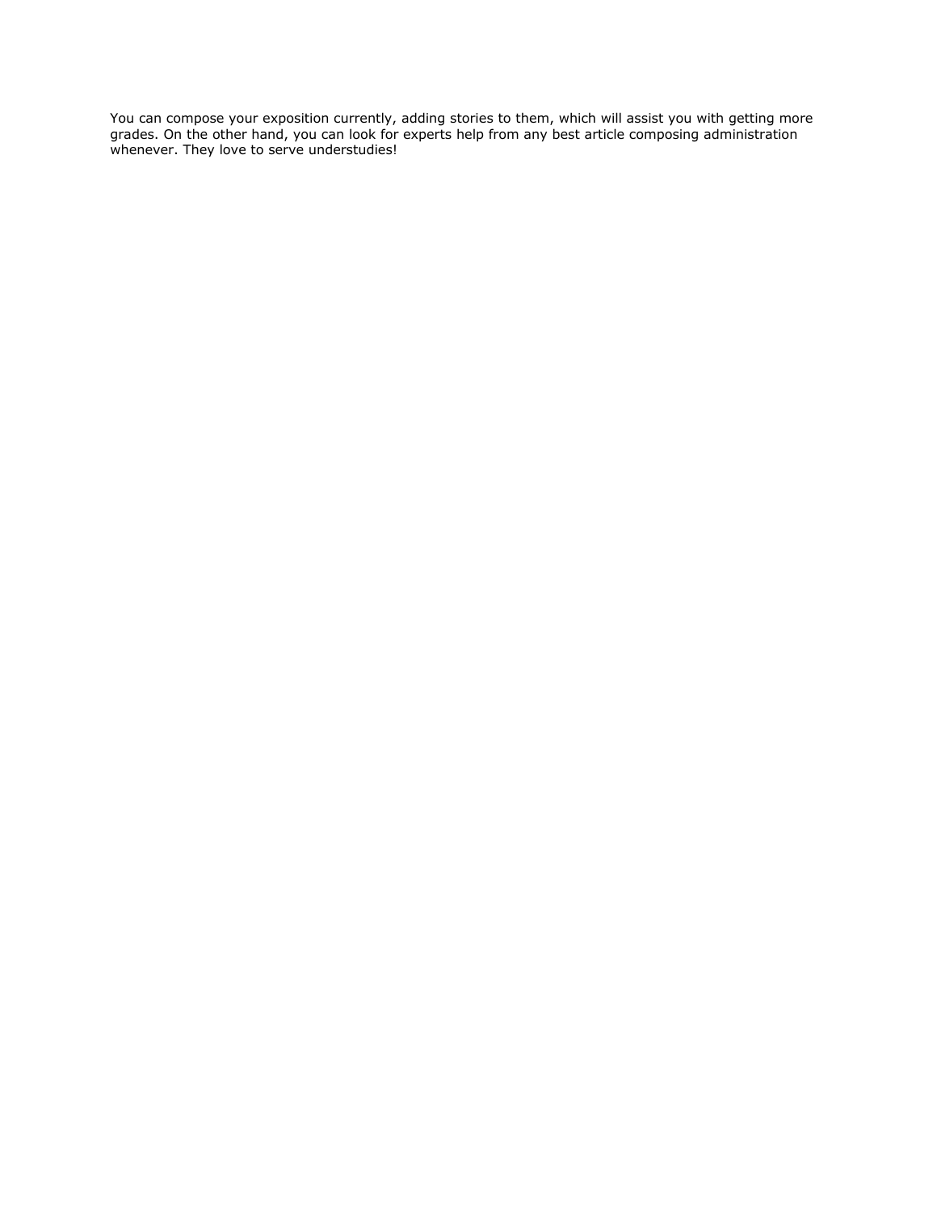You can compose your exposition currently, adding stories to them, which will assist you with getting more grades. On the other hand, you can look for experts help from any best article composing administration whenever. They love to serve understudies!